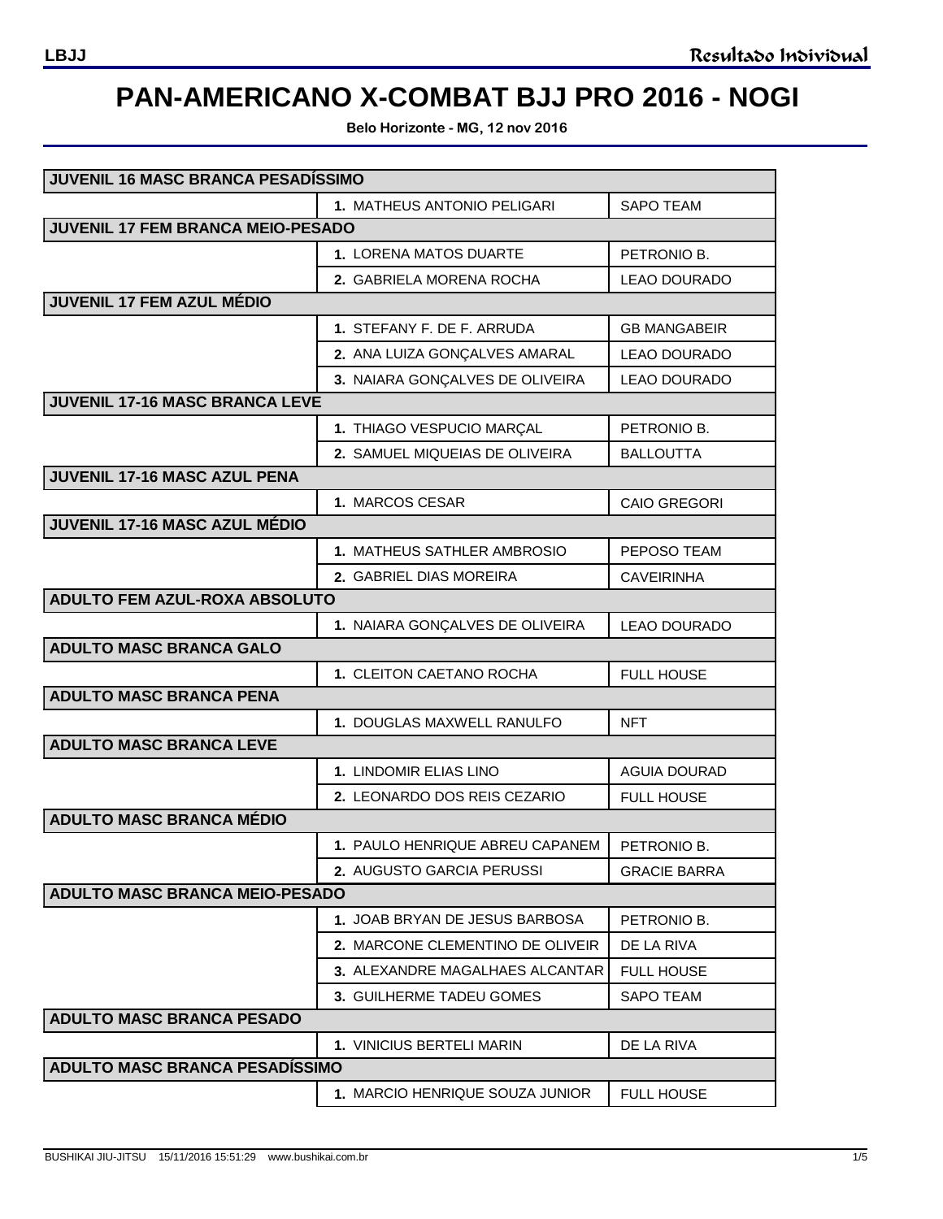# PAN-AMERICANO X-COMBAT BJJ PRO 2016 - NOGI

**Belo Horizonte - MG, 12 nov 2016**

| Categoria | Atleta | Equipe |
|---|---|---|
| **JUVENIL 16 MASC BRANCA PESADÍSSIMO** | | |
| | **1.** MATHEUS ANTONIO PELIGARI | SAPO TEAM |
| **JUVENIL 17 FEM BRANCA MEIO-PESADO** | | |
| | **1.** LORENA MATOS DUARTE | PETRONIO B. |
| | **2.** GABRIELA MORENA ROCHA | LEAO DOURADO |
| **JUVENIL 17 FEM AZUL MÉDIO** | | |
| | **1.** STEFANY F. DE F. ARRUDA | GB MANGABEIR |
| | **2.** ANA LUIZA GONÇALVES AMARAL | LEAO DOURADO |
| | **3.** NAIARA GONÇALVES DE OLIVEIRA | LEAO DOURADO |
| **JUVENIL 17-16 MASC BRANCA LEVE** | | |
| | **1.** THIAGO VESPUCIO MARÇAL | PETRONIO B. |
| | **2.** SAMUEL MIQUEIAS DE OLIVEIRA | BALLOUTTA |
| **JUVENIL 17-16 MASC AZUL PENA** | | |
| | **1.** MARCOS CESAR | CAIO GREGORI |
| **JUVENIL 17-16 MASC AZUL MÉDIO** | | |
| | **1.** MATHEUS SATHLER AMBROSIO | PEPOSO TEAM |
| | **2.** GABRIEL DIAS MOREIRA | CAVEIRINHA |
| **ADULTO FEM AZUL-ROXA ABSOLUTO** | | |
| | **1.** NAIARA GONÇALVES DE OLIVEIRA | LEAO DOURADO |
| **ADULTO MASC BRANCA GALO** | | |
| | **1.** CLEITON CAETANO ROCHA | FULL HOUSE |
| **ADULTO MASC BRANCA PENA** | | |
| | **1.** DOUGLAS MAXWELL RANULFO | NFT |
| **ADULTO MASC BRANCA LEVE** | | |
| | **1.** LINDOMIR ELIAS LINO | AGUIA DOURAD |
| | **2.** LEONARDO DOS REIS CEZARIO | FULL HOUSE |
| **ADULTO MASC BRANCA MÉDIO** | | |
| | **1.** PAULO HENRIQUE ABREU CAPANEM | PETRONIO B. |
| | **2.** AUGUSTO GARCIA PERUSSI | GRACIE BARRA |
| **ADULTO MASC BRANCA MEIO-PESADO** | | |
| | **1.** JOAB BRYAN DE JESUS BARBOSA | PETRONIO B. |
| | **2.** MARCONE CLEMENTINO DE OLIVEIR | DE LA RIVA |
| | **3.** ALEXANDRE MAGALHAES ALCANTAR | FULL HOUSE |
| | **3.** GUILHERME TADEU GOMES | SAPO TEAM |
| **ADULTO MASC BRANCA PESADO** | | |
| | **1.** VINICIUS BERTELI MARIN | DE LA RIVA |
| **ADULTO MASC BRANCA PESADÍSSIMO** | | |
| | **1.** MARCIO HENRIQUE SOUZA JUNIOR | FULL HOUSE |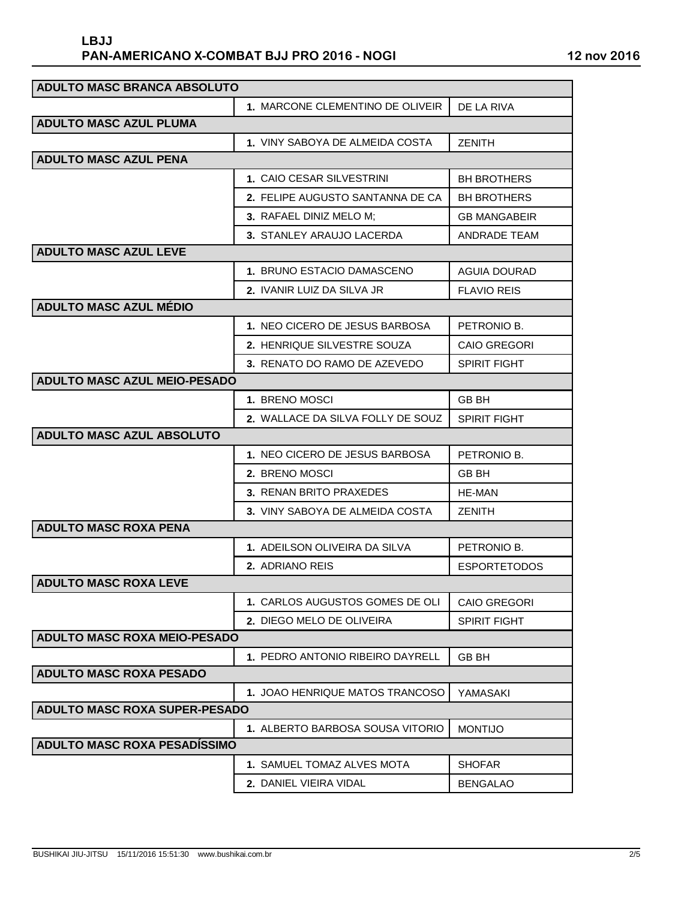**LBJJ**
**PAN-AMERICANO X-COMBAT BJJ PRO 2016 - NOGI** 12 nov 2016

| Categoria | Colocação / Nome | Equipe |
|---|---|---|
| **ADULTO MASC BRANCA ABSOLUTO** | | |
| | 1. MARCONE CLEMENTINO DE OLIVEIR | DE LA RIVA |
| **ADULTO MASC AZUL PLUMA** | | |
| | 1. VINY SABOYA DE ALMEIDA COSTA | ZENITH |
| **ADULTO MASC AZUL PENA** | | |
| | 1. CAIO CESAR SILVESTRINI | BH BROTHERS |
| | 2. FELIPE AUGUSTO SANTANNA DE CA | BH BROTHERS |
| | 3. RAFAEL DINIZ MELO M; | GB MANGABEIR |
| | 3. STANLEY ARAUJO LACERDA | ANDRADE TEAM |
| **ADULTO MASC AZUL LEVE** | | |
| | 1. BRUNO ESTACIO DAMASCENO | AGUIA DOURAD |
| | 2. IVANIR LUIZ DA SILVA JR | FLAVIO REIS |
| **ADULTO MASC AZUL MÉDIO** | | |
| | 1. NEO CICERO DE JESUS BARBOSA | PETRONIO B. |
| | 2. HENRIQUE SILVESTRE SOUZA | CAIO GREGORI |
| | 3. RENATO DO RAMO DE AZEVEDO | SPIRIT FIGHT |
| **ADULTO MASC AZUL MEIO-PESADO** | | |
| | 1. BRENO MOSCI | GB BH |
| | 2. WALLACE DA SILVA FOLLY DE SOUZ | SPIRIT FIGHT |
| **ADULTO MASC AZUL ABSOLUTO** | | |
| | 1. NEO CICERO DE JESUS BARBOSA | PETRONIO B. |
| | 2. BRENO MOSCI | GB BH |
| | 3. RENAN BRITO PRAXEDES | HE-MAN |
| | 3. VINY SABOYA DE ALMEIDA COSTA | ZENITH |
| **ADULTO MASC ROXA PENA** | | |
| | 1. ADEILSON OLIVEIRA DA SILVA | PETRONIO B. |
| | 2. ADRIANO REIS | ESPORTETODOS |
| **ADULTO MASC ROXA LEVE** | | |
| | 1. CARLOS AUGUSTOS GOMES DE OLI | CAIO GREGORI |
| | 2. DIEGO MELO DE OLIVEIRA | SPIRIT FIGHT |
| **ADULTO MASC ROXA MEIO-PESADO** | | |
| | 1. PEDRO ANTONIO RIBEIRO DAYRELL | GB BH |
| **ADULTO MASC ROXA PESADO** | | |
| | 1. JOAO HENRIQUE MATOS TRANCOSO | YAMASAKI |
| **ADULTO MASC ROXA SUPER-PESADO** | | |
| | 1. ALBERTO BARBOSA SOUSA VITORIO | MONTIJO |
| **ADULTO MASC ROXA PESADÍSSIMO** | | |
| | 1. SAMUEL TOMAZ ALVES MOTA | SHOFAR |
| | 2. DANIEL VIEIRA VIDAL | BENGALAO |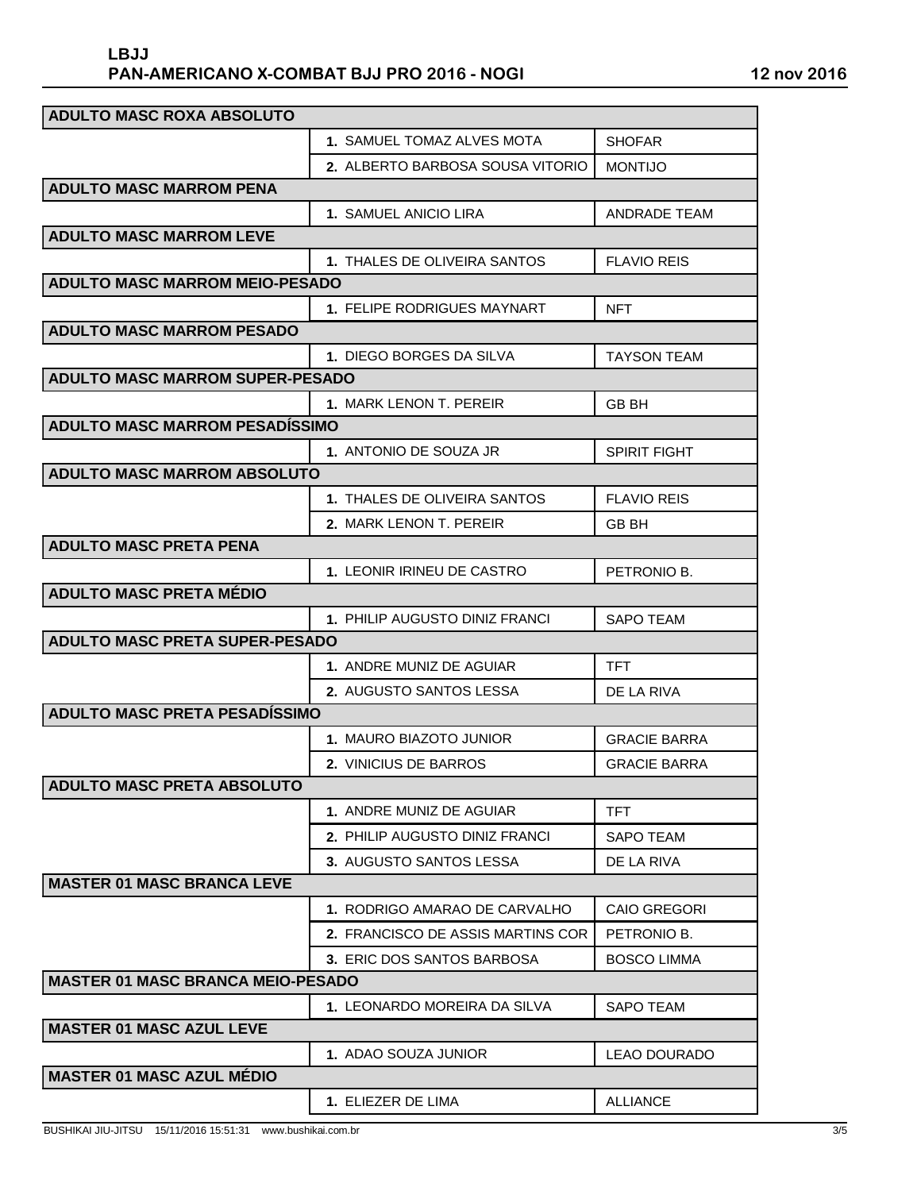**LBJJ**
**PAN-AMERICANO X-COMBAT BJJ PRO 2016 - NOGI** — **12 nov 2016**

| ADULTO MASC ROXA ABSOLUTO | | |
|---|---|---|
| | 1. SAMUEL TOMAZ ALVES MOTA | SHOFAR |
| | 2. ALBERTO BARBOSA SOUSA VITORIO | MONTIJO |
| **ADULTO MASC MARROM PENA** | | |
| | 1. SAMUEL ANICIO LIRA | ANDRADE TEAM |
| **ADULTO MASC MARROM LEVE** | | |
| | 1. THALES DE OLIVEIRA SANTOS | FLAVIO REIS |
| **ADULTO MASC MARROM MEIO-PESADO** | | |
| | 1. FELIPE RODRIGUES MAYNART | NFT |
| **ADULTO MASC MARROM PESADO** | | |
| | 1. DIEGO BORGES DA SILVA | TAYSON TEAM |
| **ADULTO MASC MARROM SUPER-PESADO** | | |
| | 1. MARK LENON T. PEREIR | GB BH |
| **ADULTO MASC MARROM PESADÍSSIMO** | | |
| | 1. ANTONIO DE SOUZA JR | SPIRIT FIGHT |
| **ADULTO MASC MARROM ABSOLUTO** | | |
| | 1. THALES DE OLIVEIRA SANTOS | FLAVIO REIS |
| | 2. MARK LENON T. PEREIR | GB BH |
| **ADULTO MASC PRETA PENA** | | |
| | 1. LEONIR IRINEU DE CASTRO | PETRONIO B. |
| **ADULTO MASC PRETA MÉDIO** | | |
| | 1. PHILIP AUGUSTO DINIZ FRANCI | SAPO TEAM |
| **ADULTO MASC PRETA SUPER-PESADO** | | |
| | 1. ANDRE MUNIZ DE AGUIAR | TFT |
| | 2. AUGUSTO SANTOS LESSA | DE LA RIVA |
| **ADULTO MASC PRETA PESADÍSSIMO** | | |
| | 1. MAURO BIAZOTO JUNIOR | GRACIE BARRA |
| | 2. VINICIUS DE BARROS | GRACIE BARRA |
| **ADULTO MASC PRETA ABSOLUTO** | | |
| | 1. ANDRE MUNIZ DE AGUIAR | TFT |
| | 2. PHILIP AUGUSTO DINIZ FRANCI | SAPO TEAM |
| | 3. AUGUSTO SANTOS LESSA | DE LA RIVA |
| **MASTER 01 MASC BRANCA LEVE** | | |
| | 1. RODRIGO AMARAO DE CARVALHO | CAIO GREGORI |
| | 2. FRANCISCO DE ASSIS MARTINS COR | PETRONIO B. |
| | 3. ERIC DOS SANTOS BARBOSA | BOSCO LIMMA |
| **MASTER 01 MASC BRANCA MEIO-PESADO** | | |
| | 1. LEONARDO MOREIRA DA SILVA | SAPO TEAM |
| **MASTER 01 MASC AZUL LEVE** | | |
| | 1. ADAO SOUZA JUNIOR | LEAO DOURADO |
| **MASTER 01 MASC AZUL MÉDIO** | | |
| | 1. ELIEZER DE LIMA | ALLIANCE |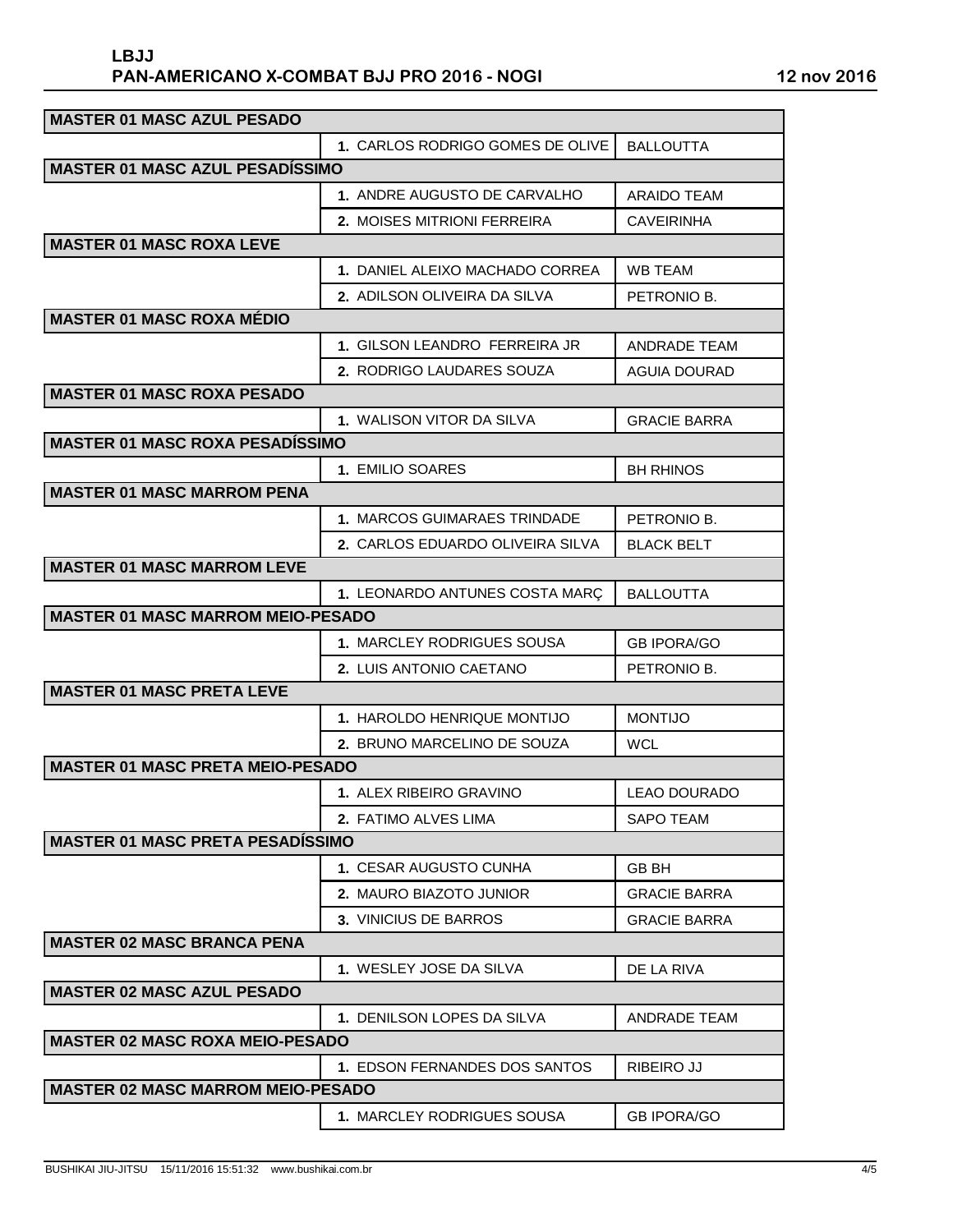| MASTER 01 MASC AZUL PESADO | | |
|---|---|---|
| | **1.** CARLOS RODRIGO GOMES DE OLIVE | BALLOUTTA |
| **MASTER 01 MASC AZUL PESADÍSSIMO** | | |
| | **1.** ANDRE AUGUSTO DE CARVALHO | ARAIDO TEAM |
| | **2.** MOISES MITRIONI FERREIRA | CAVEIRINHA |
| **MASTER 01 MASC ROXA LEVE** | | |
| | **1.** DANIEL ALEIXO MACHADO CORREA | WB TEAM |
| | **2.** ADILSON OLIVEIRA DA SILVA | PETRONIO B. |
| **MASTER 01 MASC ROXA MÉDIO** | | |
| | **1.** GILSON LEANDRO FERREIRA JR | ANDRADE TEAM |
| | **2.** RODRIGO LAUDARES SOUZA | AGUIA DOURAD |
| **MASTER 01 MASC ROXA PESADO** | | |
| | **1.** WALISON VITOR DA SILVA | GRACIE BARRA |
| **MASTER 01 MASC ROXA PESADÍSSIMO** | | |
| | **1.** EMILIO SOARES | BH RHINOS |
| **MASTER 01 MASC MARROM PENA** | | |
| | **1.** MARCOS GUIMARAES TRINDADE | PETRONIO B. |
| | **2.** CARLOS EDUARDO OLIVEIRA SILVA | BLACK BELT |
| **MASTER 01 MASC MARROM LEVE** | | |
| | **1.** LEONARDO ANTUNES COSTA MARÇ | BALLOUTTA |
| **MASTER 01 MASC MARROM MEIO-PESADO** | | |
| | **1.** MARCLEY RODRIGUES SOUSA | GB IPORA/GO |
| | **2.** LUIS ANTONIO CAETANO | PETRONIO B. |
| **MASTER 01 MASC PRETA LEVE** | | |
| | **1.** HAROLDO HENRIQUE MONTIJO | MONTIJO |
| | **2.** BRUNO MARCELINO DE SOUZA | WCL |
| **MASTER 01 MASC PRETA MEIO-PESADO** | | |
| | **1.** ALEX RIBEIRO GRAVINO | LEAO DOURADO |
| | **2.** FATIMO ALVES LIMA | SAPO TEAM |
| **MASTER 01 MASC PRETA PESADÍSSIMO** | | |
| | **1.** CESAR AUGUSTO CUNHA | GB BH |
| | **2.** MAURO BIAZOTO JUNIOR | GRACIE BARRA |
| | **3.** VINICIUS DE BARROS | GRACIE BARRA |
| **MASTER 02 MASC BRANCA PENA** | | |
| | **1.** WESLEY JOSE DA SILVA | DE LA RIVA |
| **MASTER 02 MASC AZUL PESADO** | | |
| | **1.** DENILSON LOPES DA SILVA | ANDRADE TEAM |
| **MASTER 02 MASC ROXA MEIO-PESADO** | | |
| | **1.** EDSON FERNANDES DOS SANTOS | RIBEIRO JJ |
| **MASTER 02 MASC MARROM MEIO-PESADO** | | |
| | **1.** MARCLEY RODRIGUES SOUSA | GB IPORA/GO |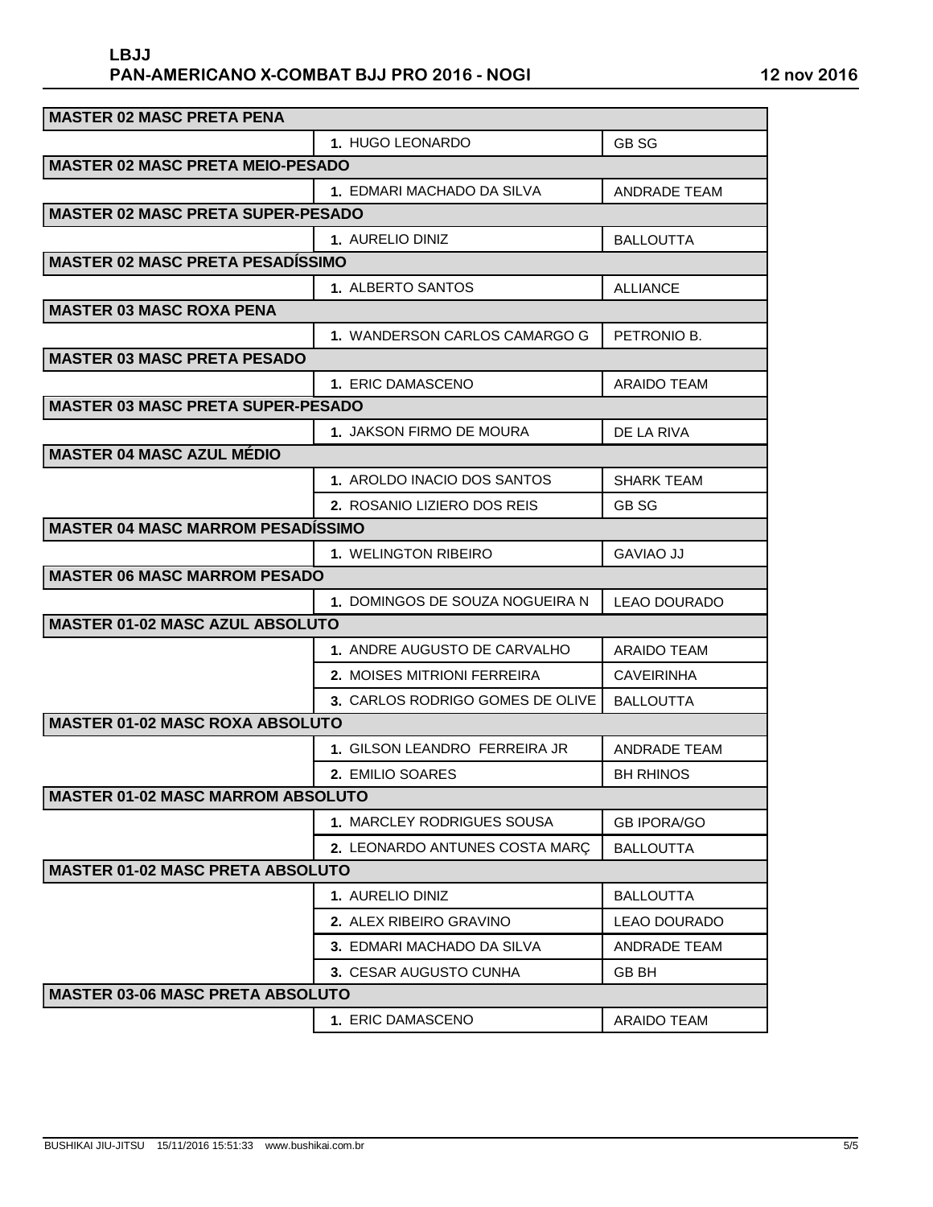| Categoria | Colocação | Atleta | Equipe |
|---|---|---|---|
| **MASTER 02 MASC PRETA PENA** | | | |
| | 1. | HUGO LEONARDO | GB SG |
| **MASTER 02 MASC PRETA MEIO-PESADO** | | | |
| | 1. | EDMARI MACHADO DA SILVA | ANDRADE TEAM |
| **MASTER 02 MASC PRETA SUPER-PESADO** | | | |
| | 1. | AURELIO DINIZ | BALLOUTTA |
| **MASTER 02 MASC PRETA PESADÍSSIMO** | | | |
| | 1. | ALBERTO SANTOS | ALLIANCE |
| **MASTER 03 MASC ROXA PENA** | | | |
| | 1. | WANDERSON CARLOS CAMARGO G | PETRONIO B. |
| **MASTER 03 MASC PRETA PESADO** | | | |
| | 1. | ERIC DAMASCENO | ARAIDO TEAM |
| **MASTER 03 MASC PRETA SUPER-PESADO** | | | |
| | 1. | JAKSON FIRMO DE MOURA | DE LA RIVA |
| **MASTER 04 MASC AZUL MÉDIO** | | | |
| | 1. | AROLDO INACIO DOS SANTOS | SHARK TEAM |
| | 2. | ROSANIO LIZIERO DOS REIS | GB SG |
| **MASTER 04 MASC MARROM PESADÍSSIMO** | | | |
| | 1. | WELINGTON RIBEIRO | GAVIAO JJ |
| **MASTER 06 MASC MARROM PESADO** | | | |
| | 1. | DOMINGOS DE SOUZA NOGUEIRA N | LEAO DOURADO |
| **MASTER 01-02 MASC AZUL ABSOLUTO** | | | |
| | 1. | ANDRE AUGUSTO DE CARVALHO | ARAIDO TEAM |
| | 2. | MOISES MITRIONI FERREIRA | CAVEIRINHA |
| | 3. | CARLOS RODRIGO GOMES DE OLIVE | BALLOUTTA |
| **MASTER 01-02 MASC ROXA ABSOLUTO** | | | |
| | 1. | GILSON LEANDRO FERREIRA JR | ANDRADE TEAM |
| | 2. | EMILIO SOARES | BH RHINOS |
| **MASTER 01-02 MASC MARROM ABSOLUTO** | | | |
| | 1. | MARCLEY RODRIGUES SOUSA | GB IPORA/GO |
| | 2. | LEONARDO ANTUNES COSTA MARÇ | BALLOUTTA |
| **MASTER 01-02 MASC PRETA ABSOLUTO** | | | |
| | 1. | AURELIO DINIZ | BALLOUTTA |
| | 2. | ALEX RIBEIRO GRAVINO | LEAO DOURADO |
| | 3. | EDMARI MACHADO DA SILVA | ANDRADE TEAM |
| | 3. | CESAR AUGUSTO CUNHA | GB BH |
| **MASTER 03-06 MASC PRETA ABSOLUTO** | | | |
| | 1. | ERIC DAMASCENO | ARAIDO TEAM |